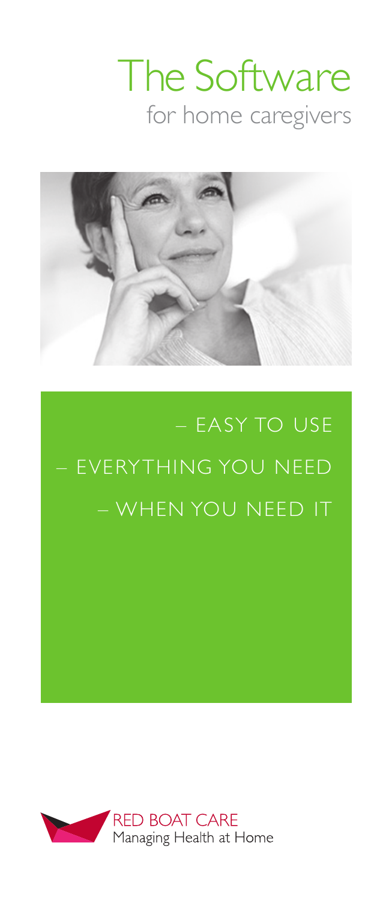# The Software

## for home caregivers

– EASY TO USE

– EVERYTHING YOU NEED

– WHEN YOU NEED IT

RED BOAT CARE

Managing Health at Home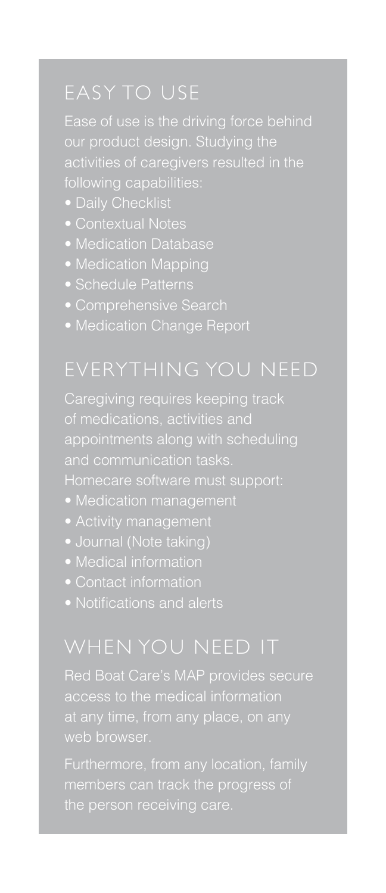## EASY TO USE

Ease of use is the driving force behind our product design. Studying the activities of caregivers resulted in the following capabilities:

- Daily Checklist
- Contextual Notes
- Medication Database
- Medication Mapping
- Schedule Patterns
- Comprehensive Search
- Medication Change Report

## EVERYTHING YOU NEED

Caregiving requires keeping track of medications, activities and appointments along with scheduling and communication tasks.

Homecare software must support:

- Medication management
- Activity management
- Journal (Note taking)
- Medical information
- Contact information
- Notifications and alerts

## WHEN YOU NEED IT

Red Boat Care's MAP provides secure access to the medical information at any time, from any place, on any web browser.

Furthermore, from any location, family members can track the progress of the person receiving care.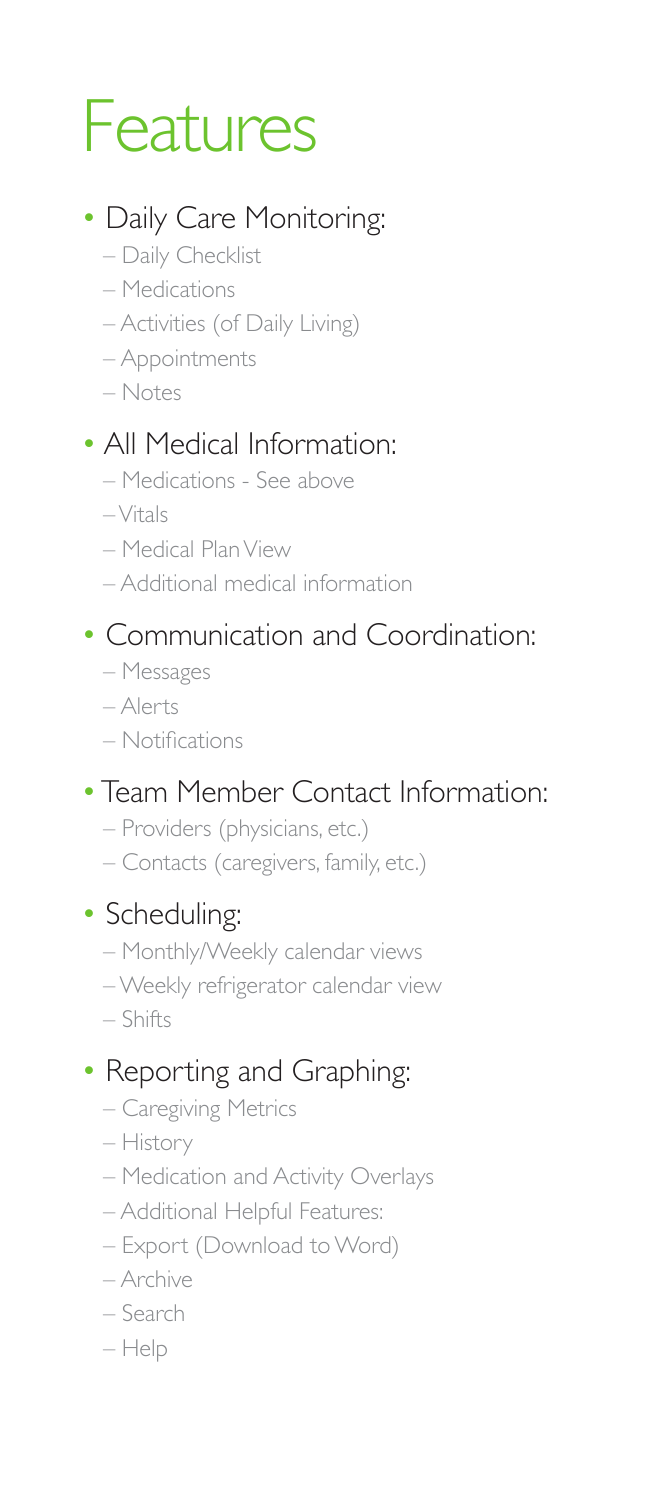# Features

- Daily Care Monitoring:
  - Daily Checklist
  - Medications
  - Activities (of Daily Living)
  - Appointments
  - Notes
- All Medical Information:
  - Medications - See above
  - Vitals
  - Medical Plan View
  - Additional medical information
- Communication and Coordination:
  - Messages
  - Alerts
  - Notifications
- Team Member Contact Information:
  - Providers (physicians, etc.)
  - Contacts (caregivers, family, etc.)
- Scheduling:
  - Monthly/Weekly calendar views
  - Weekly refrigerator calendar view
  - Shifts
- Reporting and Graphing:
  - Caregiving Metrics
  - History
  - Medication and Activity Overlays
  - Additional Helpful Features:
  - Export (Download to Word)
  - Archive
  - Search
  - Help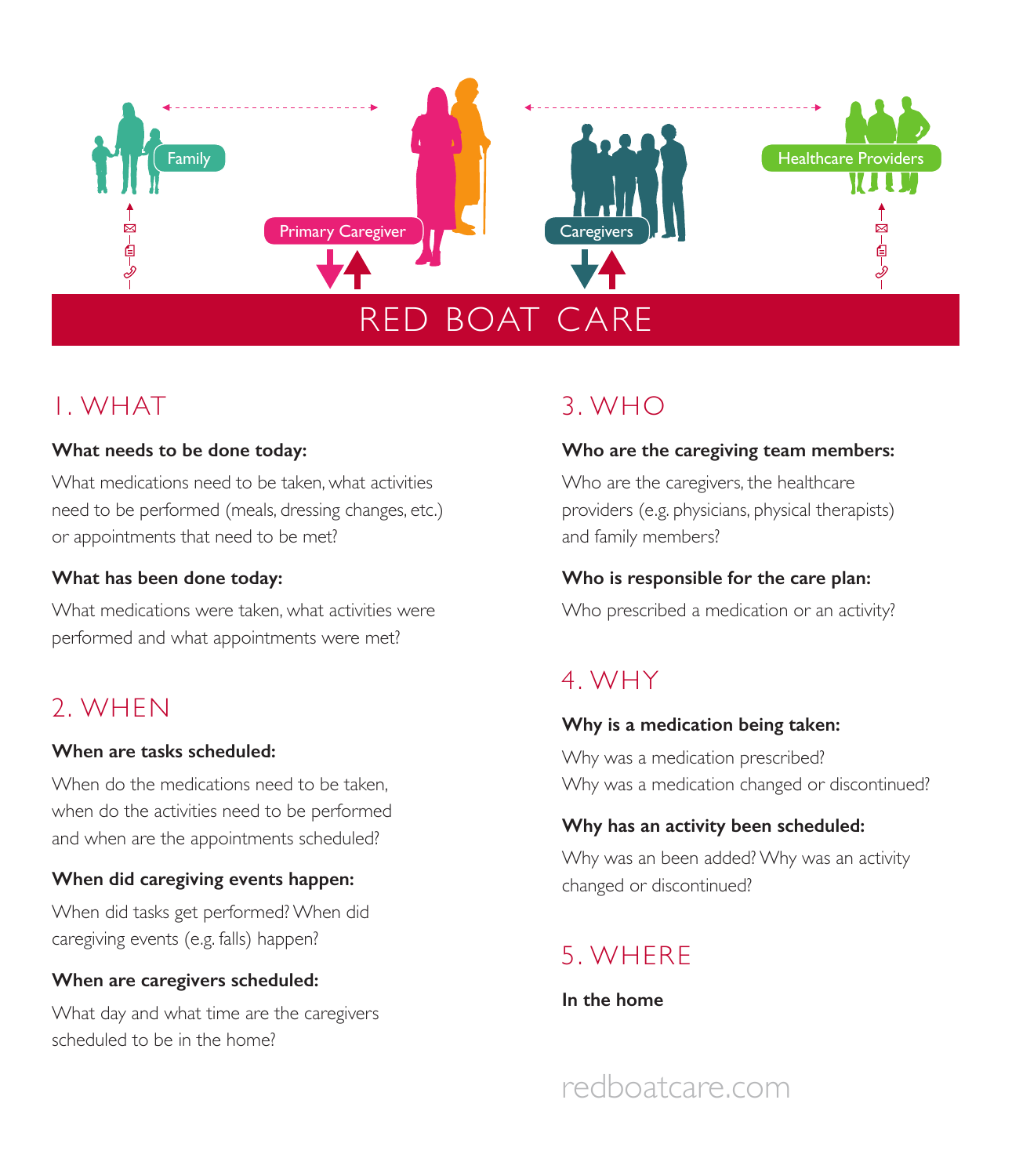Family

Primary Caregiver

Caregivers

Healthcare Providers

# RED BOAT CARE

## 1. WHAT

**What needs to be done today:**

What medications need to be taken, what activities need to be performed (meals, dressing changes, etc.) or appointments that need to be met?

**What has been done today:**

What medications were taken, what activities were performed and what appointments were met?

## 2. WHEN

**When are tasks scheduled:**

When do the medications need to be taken, when do the activities need to be performed and when are the appointments scheduled?

**When did caregiving events happen:**

When did tasks get performed? When did caregiving events (e.g. falls) happen?

**When are caregivers scheduled:**

What day and what time are the caregivers scheduled to be in the home?

## 3. WHO

**Who are the caregiving team members:**

Who are the caregivers, the healthcare providers (e.g. physicians, physical therapists) and family members?

**Who is responsible for the care plan:**

Who prescribed a medication or an activity?

## 4. WHY

**Why is a medication being taken:**

Why was a medication prescribed?
Why was a medication changed or discontinued?

**Why has an activity been scheduled:**

Why was an been added? Why was an activity changed or discontinued?

## 5. WHERE

**In the home**

redboatcare.com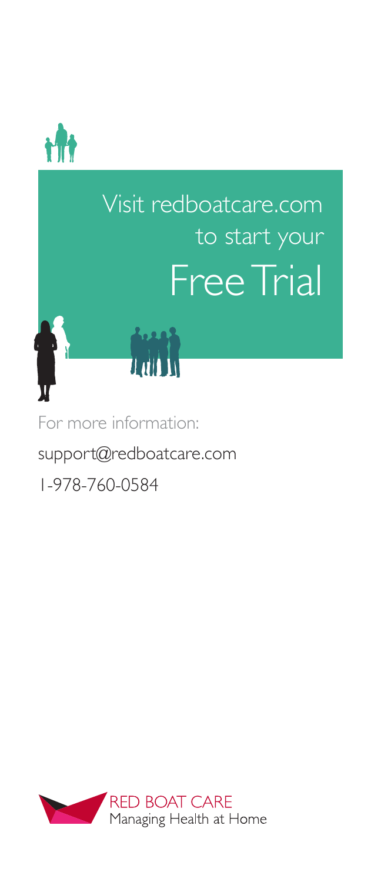Visit redboatcare.com
to start your
# Free Trial

For more information:

support@redboatcare.com

1-978-760-0584

RED BOAT CARE
Managing Health at Home